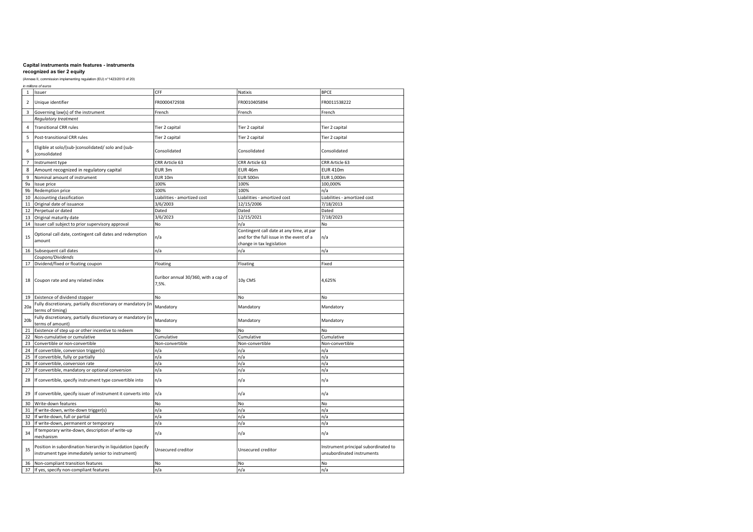**Capital instruments main features - instruments recognized as tier 2 equity**

(Annexe II, commission implementing regulation (EU) n°1423/2013 of 20)

*in millions of euros*

| | | | | |
|---|---|---|---|---|
| 1 | Issuer | CFF | Natixis | BPCE |
| 2 | Unique identifier | FR0000472938 | FR0010405894 | FR0011538222 |
| 3 | Governing law(s) of the instrument | French | French | French |
| | *Regulatory treatment* | | | |
| 4 | Transitional CRR rules | Tier 2 capital | Tier 2 capital | Tier 2 capital |
| 5 | Post-transitional CRR rules | Tier 2 capital | Tier 2 capital | Tier 2 capital |
| 6 | Eligible at solo/(sub-)consolidated/ solo and (sub-)consolidated | Consolidated | Consolidated | Consolidated |
| 7 | Instrument type | CRR Article 63 | CRR Article 63 | CRR Article 63 |
| 8 | Amount recognized in regulatory capital | EUR 3m | EUR 46m | EUR 410m |
| 9 | Nominal amount of instrument | EUR 10m | EUR 500m | EUR 1,000m |
| 9a | Issue price | 100% | 100% | 100,000% |
| 9b | Redemption price | 100% | 100% | n/a |
| 10 | Accounting classification | Liabilities - amortized cost | Liabilities - amortized cost | Liabilities - amortized cost |
| 11 | Original date of issuance | 3/6/2003 | 12/15/2006 | 7/18/2013 |
| 12 | Perpetual or dated | Dated | Dated | Dated |
| 13 | Original maturity date | 3/6/2023 | 12/15/2021 | 7/18/2023 |
| 14 | Issuer call subject to prior supervisory approval | No | n/a | No |
| 15 | Optional call date, contingent call dates and redemption amount | n/a | Contingent call date at any time, at par and for the full issue in the event of a change in tax legislation | n/a |
| 16 | Subsequent call dates | n/a | n/a | n/a |
| | *Coupons/Dividends* | | | |
| 17 | Dividend/fixed or floating coupon | Floating | Floating | Fixed |
| 18 | Coupon rate and any related index | Euribor annual 30/360, with a cap of 7,5%. | 10y CMS | 4,625% |
| 19 | Existence of dividend stopper | No | No | No |
| 20a | Fully discretionary, partially discretionary or mandatory (in terms of timing) | Mandatory | Mandatory | Mandatory |
| 20b | Fully discretionary, partially discretionary or mandatory (in terms of amount) | Mandatory | Mandatory | Mandatory |
| 21 | Existence of step up or other incentive to redeem | No | No | No |
| 22 | Non-cumulative or cumulative | Cumulative | Cumulative | Cumulative |
| 23 | Convertible or non-convertible | Non-convertible | Non-convertible | Non-convertible |
| 24 | If convertible, conversion trigger(s) | n/a | n/a | n/a |
| 25 | If convertible, fully or partially | n/a | n/a | n/a |
| 26 | If convertible, conversion rate | n/a | n/a | n/a |
| 27 | If convertible, mandatory or optional conversion | n/a | n/a | n/a |
| 28 | If convertible, specify instrument type convertible into | n/a | n/a | n/a |
| 29 | If convertible, specify issuer of instrument it converts into | n/a | n/a | n/a |
| 30 | Write-down features | No | No | No |
| 31 | If write-down, write-down trigger(s) | n/a | n/a | n/a |
| 32 | If write-down, full or partial | n/a | n/a | n/a |
| 33 | If write-down, permanent or temporary | n/a | n/a | n/a |
| 34 | If temporary write-down, description of write-up mechanism | n/a | n/a | n/a |
| 35 | Position in subordination hierarchy in liquidation (specify instrument type immediately senior to instrument) | Unsecured creditor | Unsecured creditor | Instrument principal subordinated to unsubordinated instruments |
| 36 | Non-compliant transition features | No | No | No |
| 37 | If yes, specify non-compliant features | n/a | n/a | n/a |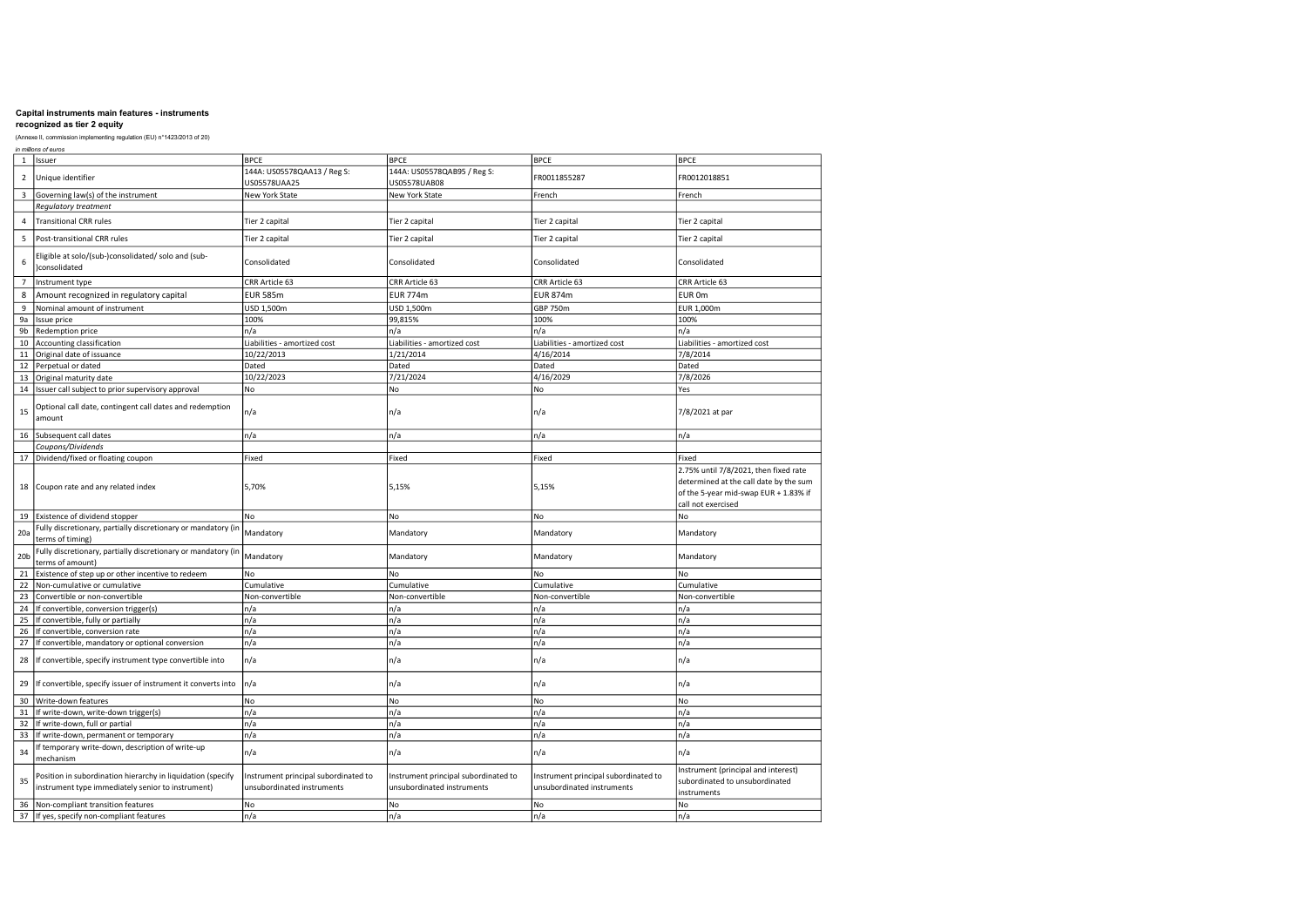**Capital instruments main features - instruments recognized as tier 2 equity**

(Annexe II, commission implementing regulation (EU) n°1423/2013 of 20)

*in millions of euros*

| | | | | | |
|---|---|---|---|---|---|
| 1 | Issuer | BPCE | BPCE | BPCE | BPCE |
| 2 | Unique identifier | 144A: US05578QAA13 / Reg S: US05578UAA25 | 144A: US05578QAB95 / Reg S: US05578UAB08 | FR0011855287 | FR0012018851 |
| 3 | Governing law(s) of the instrument | New York State | New York State | French | French |
| | *Regulatory treatment* | | | | |
| 4 | Transitional CRR rules | Tier 2 capital | Tier 2 capital | Tier 2 capital | Tier 2 capital |
| 5 | Post-transitional CRR rules | Tier 2 capital | Tier 2 capital | Tier 2 capital | Tier 2 capital |
| 6 | Eligible at solo/(sub-)consolidated/ solo and (sub-)consolidated | Consolidated | Consolidated | Consolidated | Consolidated |
| 7 | Instrument type | CRR Article 63 | CRR Article 63 | CRR Article 63 | CRR Article 63 |
| 8 | Amount recognized in regulatory capital | EUR 585m | EUR 774m | EUR 874m | EUR 0m |
| 9 | Nominal amount of instrument | USD 1,500m | USD 1,500m | GBP 750m | EUR 1,000m |
| 9a | Issue price | 100% | 99,815% | 100% | 100% |
| 9b | Redemption price | n/a | n/a | n/a | n/a |
| 10 | Accounting classification | Liabilities - amortized cost | Liabilities - amortized cost | Liabilities - amortized cost | Liabilities - amortized cost |
| 11 | Original date of issuance | 10/22/2013 | 1/21/2014 | 4/16/2014 | 7/8/2014 |
| 12 | Perpetual or dated | Dated | Dated | Dated | Dated |
| 13 | Original maturity date | 10/22/2023 | 7/21/2024 | 4/16/2029 | 7/8/2026 |
| 14 | Issuer call subject to prior supervisory approval | No | No | No | Yes |
| 15 | Optional call date, contingent call dates and redemption amount | n/a | n/a | n/a | 7/8/2021 at par |
| 16 | Subsequent call dates | n/a | n/a | n/a | n/a |
| | *Coupons/Dividends* | | | | |
| 17 | Dividend/fixed or floating coupon | Fixed | Fixed | Fixed | Fixed |
| 18 | Coupon rate and any related index | 5,70% | 5,15% | 5,15% | 2.75% until 7/8/2021, then fixed rate determined at the call date by the sum of the 5-year mid-swap EUR + 1.83% if call not exercised |
| 19 | Existence of dividend stopper | No | No | No | No |
| 20a | Fully discretionary, partially discretionary or mandatory (in terms of timing) | Mandatory | Mandatory | Mandatory | Mandatory |
| 20b | Fully discretionary, partially discretionary or mandatory (in terms of amount) | Mandatory | Mandatory | Mandatory | Mandatory |
| 21 | Existence of step up or other incentive to redeem | No | No | No | No |
| 22 | Non-cumulative or cumulative | Cumulative | Cumulative | Cumulative | Cumulative |
| 23 | Convertible or non-convertible | Non-convertible | Non-convertible | Non-convertible | Non-convertible |
| 24 | If convertible, conversion trigger(s) | n/a | n/a | n/a | n/a |
| 25 | If convertible, fully or partially | n/a | n/a | n/a | n/a |
| 26 | If convertible, conversion rate | n/a | n/a | n/a | n/a |
| 27 | If convertible, mandatory or optional conversion | n/a | n/a | n/a | n/a |
| 28 | If convertible, specify instrument type convertible into | n/a | n/a | n/a | n/a |
| 29 | If convertible, specify issuer of instrument it converts into | n/a | n/a | n/a | n/a |
| 30 | Write-down features | No | No | No | No |
| 31 | If write-down, write-down trigger(s) | n/a | n/a | n/a | n/a |
| 32 | If write-down, full or partial | n/a | n/a | n/a | n/a |
| 33 | If write-down, permanent or temporary | n/a | n/a | n/a | n/a |
| 34 | If temporary write-down, description of write-up mechanism | n/a | n/a | n/a | n/a |
| 35 | Position in subordination hierarchy in liquidation (specify instrument type immediately senior to instrument) | Instrument principal subordinated to unsubordinated instruments | Instrument principal subordinated to unsubordinated instruments | Instrument principal subordinated to unsubordinated instruments | Instrument (principal and interest) subordinated to unsubordinated instruments |
| 36 | Non-compliant transition features | No | No | No | No |
| 37 | If yes, specify non-compliant features | n/a | n/a | n/a | n/a |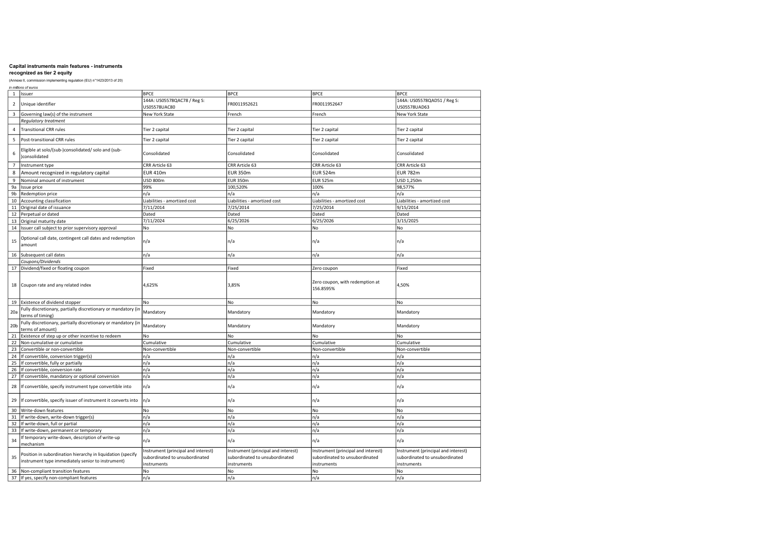**Capital instruments main features - instruments recognized as tier 2 equity**

(Annexe II, commission implementing regulation (EU) n°1423/2013 of 20)

*in millions of euros*

| | | | | | |
|---|---|---|---|---|---|
| 1 | Issuer | BPCE | BPCE | BPCE | BPCE |
| 2 | Unique identifier | 144A: US05578QAC78 / Reg S: US05578UAC80 | FR0011952621 | FR0011952647 | 144A: US05578QAD51 / Reg S: US05578UAD63 |
| 3 | Governing law(s) of the instrument | New York State | French | French | New York State |
| | *Regulatory treatment* | | | | |
| 4 | Transitional CRR rules | Tier 2 capital | Tier 2 capital | Tier 2 capital | Tier 2 capital |
| 5 | Post-transitional CRR rules | Tier 2 capital | Tier 2 capital | Tier 2 capital | Tier 2 capital |
| 6 | Eligible at solo/(sub-)consolidated/ solo and (sub-)consolidated | Consolidated | Consolidated | Consolidated | Consolidated |
| 7 | Instrument type | CRR Article 63 | CRR Article 63 | CRR Article 63 | CRR Article 63 |
| 8 | Amount recognized in regulatory capital | EUR 410m | EUR 350m | EUR 524m | EUR 782m |
| 9 | Nominal amount of instrument | USD 800m | EUR 350m | EUR 525m | USD 1,250m |
| 9a | Issue price | 99% | 100,520% | 100% | 98,577% |
| 9b | Redemption price | n/a | n/a | n/a | n/a |
| 10 | Accounting classification | Liabilities - amortized cost | Liabilities - amortized cost | Liabilities - amortized cost | Liabilities - amortized cost |
| 11 | Original date of issuance | 7/11/2014 | 7/25/2014 | 7/25/2014 | 9/15/2014 |
| 12 | Perpetual or dated | Dated | Dated | Dated | Dated |
| 13 | Original maturity date | 7/11/2024 | 6/25/2026 | 6/25/2026 | 3/15/2025 |
| 14 | Issuer call subject to prior supervisory approval | No | No | No | No |
| 15 | Optional call date, contingent call dates and redemption amount | n/a | n/a | n/a | n/a |
| 16 | Subsequent call dates | n/a | n/a | n/a | n/a |
| | *Coupons/Dividends* | | | | |
| 17 | Dividend/fixed or floating coupon | Fixed | Fixed | Zero coupon | Fixed |
| 18 | Coupon rate and any related index | 4,625% | 3,85% | Zero coupon, with redemption at 156.8595% | 4,50% |
| 19 | Existence of dividend stopper | No | No | No | No |
| 20a | Fully discretionary, partially discretionary or mandatory (in terms of timing) | Mandatory | Mandatory | Mandatory | Mandatory |
| 20b | Fully discretionary, partially discretionary or mandatory (in terms of amount) | Mandatory | Mandatory | Mandatory | Mandatory |
| 21 | Existence of step up or other incentive to redeem | No | No | No | No |
| 22 | Non-cumulative or cumulative | Cumulative | Cumulative | Cumulative | Cumulative |
| 23 | Convertible or non-convertible | Non-convertible | Non-convertible | Non-convertible | Non-convertible |
| 24 | If convertible, conversion trigger(s) | n/a | n/a | n/a | n/a |
| 25 | If convertible, fully or partially | n/a | n/a | n/a | n/a |
| 26 | If convertible, conversion rate | n/a | n/a | n/a | n/a |
| 27 | If convertible, mandatory or optional conversion | n/a | n/a | n/a | n/a |
| 28 | If convertible, specify instrument type convertible into | n/a | n/a | n/a | n/a |
| 29 | If convertible, specify issuer of instrument it converts into | n/a | n/a | n/a | n/a |
| 30 | Write-down features | No | No | No | No |
| 31 | If write-down, write-down trigger(s) | n/a | n/a | n/a | n/a |
| 32 | If write-down, full or partial | n/a | n/a | n/a | n/a |
| 33 | If write-down, permanent or temporary | n/a | n/a | n/a | n/a |
| 34 | If temporary write-down, description of write-up mechanism | n/a | n/a | n/a | n/a |
| 35 | Position in subordination hierarchy in liquidation (specify instrument type immediately senior to instrument) | Instrument (principal and interest) subordinated to unsubordinated instruments | Instrument (principal and interest) subordinated to unsubordinated instruments | Instrument (principal and interest) subordinated to unsubordinated instruments | Instrument (principal and interest) subordinated to unsubordinated instruments |
| 36 | Non-compliant transition features | No | No | No | No |
| 37 | If yes, specify non-compliant features | n/a | n/a | n/a | n/a |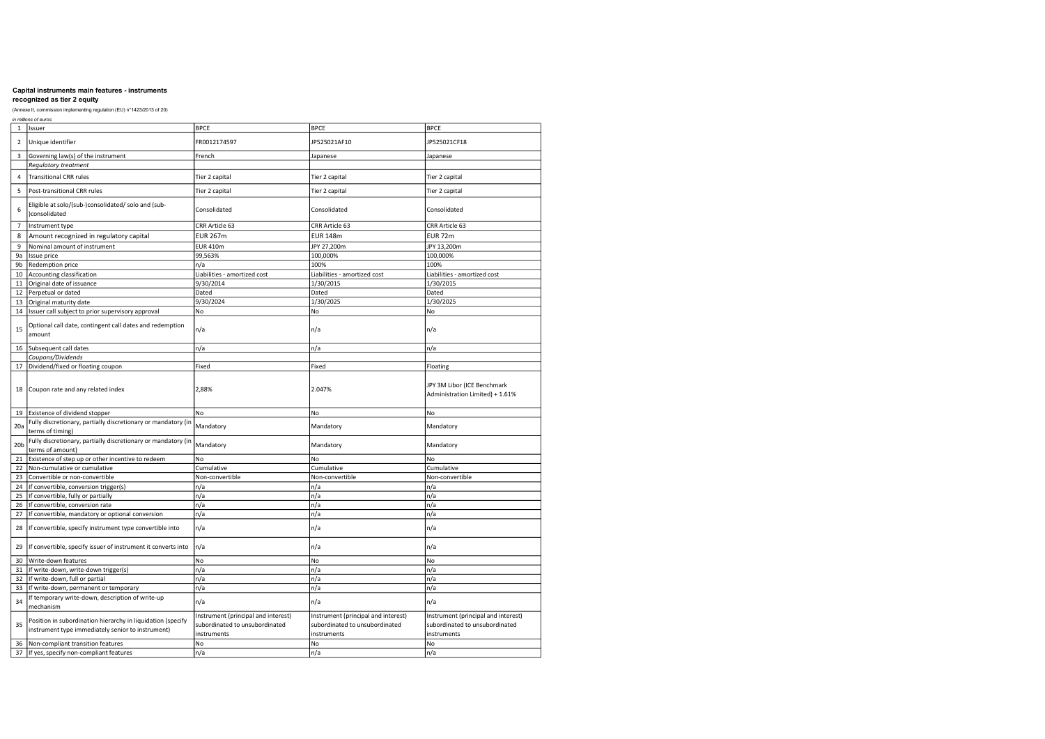**Capital instruments main features - instruments recognized as tier 2 equity**

(Annexe II, commission implementing regulation (EU) n°1423/2013 of 20)

*in millions of euros*

| | | | | |
|---|---|---|---|---|
| 1 | Issuer | BPCE | BPCE | BPCE |
| 2 | Unique identifier | FR0012174597 | JP525021AF10 | JP525021CF18 |
| 3 | Governing law(s) of the instrument | French | Japanese | Japanese |
| | *Regulatory treatment* | | | |
| 4 | Transitional CRR rules | Tier 2 capital | Tier 2 capital | Tier 2 capital |
| 5 | Post-transitional CRR rules | Tier 2 capital | Tier 2 capital | Tier 2 capital |
| 6 | Eligible at solo/(sub-)consolidated/ solo and (sub-)consolidated | Consolidated | Consolidated | Consolidated |
| 7 | Instrument type | CRR Article 63 | CRR Article 63 | CRR Article 63 |
| 8 | Amount recognized in regulatory capital | EUR 267m | EUR 148m | EUR 72m |
| 9 | Nominal amount of instrument | EUR 410m | JPY 27,200m | JPY 13,200m |
| 9a | Issue price | 99,563% | 100,000% | 100,000% |
| 9b | Redemption price | n/a | 100% | 100% |
| 10 | Accounting classification | Liabilities - amortized cost | Liabilities - amortized cost | Liabilities - amortized cost |
| 11 | Original date of issuance | 9/30/2014 | 1/30/2015 | 1/30/2015 |
| 12 | Perpetual or dated | Dated | Dated | Dated |
| 13 | Original maturity date | 9/30/2024 | 1/30/2025 | 1/30/2025 |
| 14 | Issuer call subject to prior supervisory approval | No | No | No |
| 15 | Optional call date, contingent call dates and redemption amount | n/a | n/a | n/a |
| 16 | Subsequent call dates | n/a | n/a | n/a |
| | *Coupons/Dividends* | | | |
| 17 | Dividend/fixed or floating coupon | Fixed | Fixed | Floating |
| 18 | Coupon rate and any related index | 2,88% | 2.047% | JPY 3M Libor (ICE Benchmark Administration Limited) + 1.61% |
| 19 | Existence of dividend stopper | No | No | No |
| 20a | Fully discretionary, partially discretionary or mandatory (in terms of timing) | Mandatory | Mandatory | Mandatory |
| 20b | Fully discretionary, partially discretionary or mandatory (in terms of amount) | Mandatory | Mandatory | Mandatory |
| 21 | Existence of step up or other incentive to redeem | No | No | No |
| 22 | Non-cumulative or cumulative | Cumulative | Cumulative | Cumulative |
| 23 | Convertible or non-convertible | Non-convertible | Non-convertible | Non-convertible |
| 24 | If convertible, conversion trigger(s) | n/a | n/a | n/a |
| 25 | If convertible, fully or partially | n/a | n/a | n/a |
| 26 | If convertible, conversion rate | n/a | n/a | n/a |
| 27 | If convertible, mandatory or optional conversion | n/a | n/a | n/a |
| 28 | If convertible, specify instrument type convertible into | n/a | n/a | n/a |
| 29 | If convertible, specify issuer of instrument it converts into | n/a | n/a | n/a |
| 30 | Write-down features | No | No | No |
| 31 | If write-down, write-down trigger(s) | n/a | n/a | n/a |
| 32 | If write-down, full or partial | n/a | n/a | n/a |
| 33 | If write-down, permanent or temporary | n/a | n/a | n/a |
| 34 | If temporary write-down, description of write-up mechanism | n/a | n/a | n/a |
| 35 | Position in subordination hierarchy in liquidation (specify instrument type immediately senior to instrument) | Instrument (principal and interest) subordinated to unsubordinated instruments | Instrument (principal and interest) subordinated to unsubordinated instruments | Instrument (principal and interest) subordinated to unsubordinated instruments |
| 36 | Non-compliant transition features | No | No | No |
| 37 | If yes, specify non-compliant features | n/a | n/a | n/a |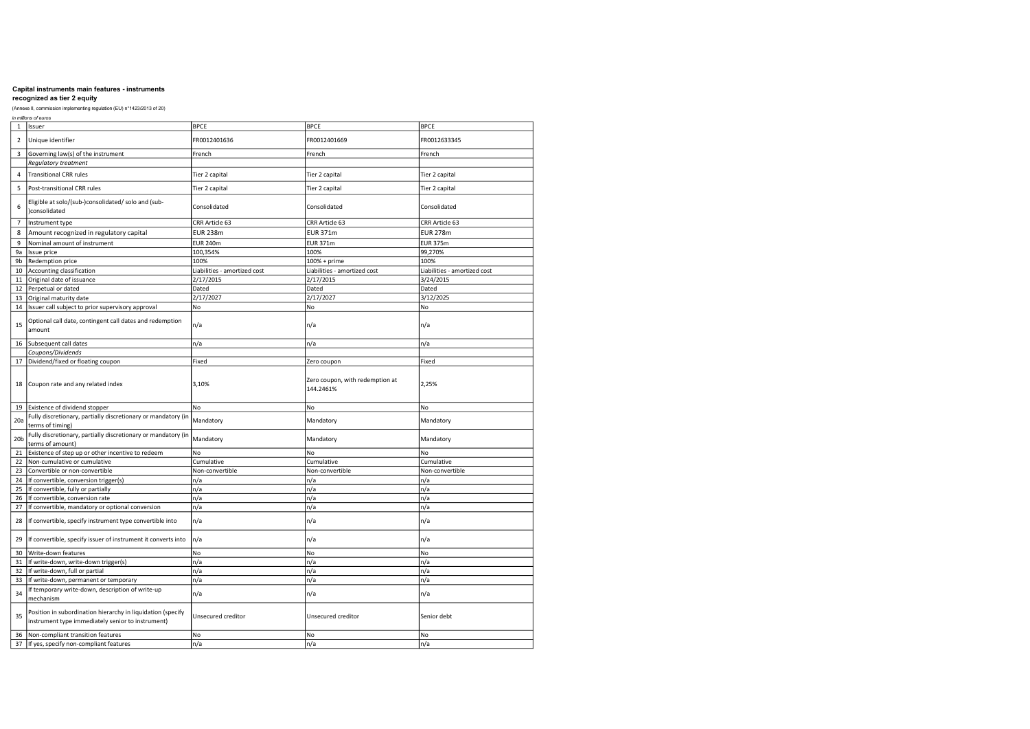**Capital instruments main features - instruments recognized as tier 2 equity**

(Annexe II, commission implementing regulation (EU) n°1423/2013 of 20)

*in millions of euros*

| | | | | |
|---|---|---|---|---|
| 1 | Issuer | BPCE | BPCE | BPCE |
| 2 | Unique identifier | FR0012401636 | FR0012401669 | FR0012633345 |
| 3 | Governing law(s) of the instrument | French | French | French |
| | *Regulatory treatment* | | | |
| 4 | Transitional CRR rules | Tier 2 capital | Tier 2 capital | Tier 2 capital |
| 5 | Post-transitional CRR rules | Tier 2 capital | Tier 2 capital | Tier 2 capital |
| 6 | Eligible at solo/(sub-)consolidated/ solo and (sub-)consolidated | Consolidated | Consolidated | Consolidated |
| 7 | Instrument type | CRR Article 63 | CRR Article 63 | CRR Article 63 |
| 8 | Amount recognized in regulatory capital | EUR 238m | EUR 371m | EUR 278m |
| 9 | Nominal amount of instrument | EUR 240m | EUR 371m | EUR 375m |
| 9a | Issue price | 100,354% | 100% | 99,270% |
| 9b | Redemption price | 100% | 100% + prime | 100% |
| 10 | Accounting classification | Liabilities - amortized cost | Liabilities - amortized cost | Liabilities - amortized cost |
| 11 | Original date of issuance | 2/17/2015 | 2/17/2015 | 3/24/2015 |
| 12 | Perpetual or dated | Dated | Dated | Dated |
| 13 | Original maturity date | 2/17/2027 | 2/17/2027 | 3/12/2025 |
| 14 | Issuer call subject to prior supervisory approval | No | No | No |
| 15 | Optional call date, contingent call dates and redemption amount | n/a | n/a | n/a |
| 16 | Subsequent call dates | n/a | n/a | n/a |
| | *Coupons/Dividends* | | | |
| 17 | Dividend/fixed or floating coupon | Fixed | Zero coupon | Fixed |
| 18 | Coupon rate and any related index | 3,10% | Zero coupon, with redemption at 144.2461% | 2,25% |
| 19 | Existence of dividend stopper | No | No | No |
| 20a | Fully discretionary, partially discretionary or mandatory (in terms of timing) | Mandatory | Mandatory | Mandatory |
| 20b | Fully discretionary, partially discretionary or mandatory (in terms of amount) | Mandatory | Mandatory | Mandatory |
| 21 | Existence of step up or other incentive to redeem | No | No | No |
| 22 | Non-cumulative or cumulative | Cumulative | Cumulative | Cumulative |
| 23 | Convertible or non-convertible | Non-convertible | Non-convertible | Non-convertible |
| 24 | If convertible, conversion trigger(s) | n/a | n/a | n/a |
| 25 | If convertible, fully or partially | n/a | n/a | n/a |
| 26 | If convertible, conversion rate | n/a | n/a | n/a |
| 27 | If convertible, mandatory or optional conversion | n/a | n/a | n/a |
| 28 | If convertible, specify instrument type convertible into | n/a | n/a | n/a |
| 29 | If convertible, specify issuer of instrument it converts into | n/a | n/a | n/a |
| 30 | Write-down features | No | No | No |
| 31 | If write-down, write-down trigger(s) | n/a | n/a | n/a |
| 32 | If write-down, full or partial | n/a | n/a | n/a |
| 33 | If write-down, permanent or temporary | n/a | n/a | n/a |
| 34 | If temporary write-down, description of write-up mechanism | n/a | n/a | n/a |
| 35 | Position in subordination hierarchy in liquidation (specify instrument type immediately senior to instrument) | Unsecured creditor | Unsecured creditor | Senior debt |
| 36 | Non-compliant transition features | No | No | No |
| 37 | If yes, specify non-compliant features | n/a | n/a | n/a |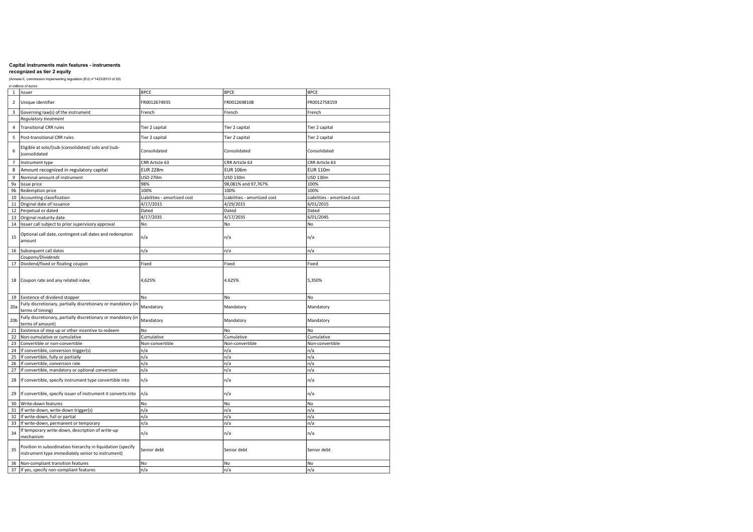**Capital instruments main features - instruments recognized as tier 2 equity**

(Annexe II, commission implementing regulation (EU) n°1423/2013 of 20)

*in millions of euros*

| | | | | |
|---|---|---|---|---|
| 1 | Issuer | BPCE | BPCE | BPCE |
| 2 | Unique identifier | FR0012674935 | FR0012698108 | FR0012758159 |
| 3 | Governing law(s) of the instrument | French | French | French |
| | *Regulatory treatment* | | | |
| 4 | Transitional CRR rules | Tier 2 capital | Tier 2 capital | Tier 2 capital |
| 5 | Post-transitional CRR rules | Tier 2 capital | Tier 2 capital | Tier 2 capital |
| 6 | Eligible at solo/(sub-)consolidated/ solo and (sub-)consolidated | Consolidated | Consolidated | Consolidated |
| 7 | Instrument type | CRR Article 63 | CRR Article 63 | CRR Article 63 |
| 8 | Amount recognized in regulatory capital | EUR 228m | EUR 106m | EUR 110m |
| 9 | Nominal amount of instrument | USD 270m | USD 130m | USD 130m |
| 9a | Issue price | 98% | 98,081% and 97,767% | 100% |
| 9b | Redemption price | 100% | 100% | 100% |
| 10 | Accounting classification | Liabilities - amortized cost | Liabilities - amortized cost | Liabilities - amortized cost |
| 11 | Original date of issuance | 4/17/2015 | 4/29/2015 | 6/01/2015 |
| 12 | Perpetual or dated | Dated | Dated | Dated |
| 13 | Original maturity date | 4/17/2035 | 4/17/2035 | 6/01/2045 |
| 14 | Issuer call subject to prior supervisory approval | No | No | No |
| 15 | Optional call date, contingent call dates and redemption amount | n/a | n/a | n/a |
| 16 | Subsequent call dates | n/a | n/a | n/a |
| | *Coupons/Dividends* | | | |
| 17 | Dividend/fixed or floating coupon | Fixed | Fixed | Fixed |
| 18 | Coupon rate and any related index | 4,625% | 4.625% | 5,350% |
| 19 | Existence of dividend stopper | No | No | No |
| 20a | Fully discretionary, partially discretionary or mandatory (in terms of timing) | Mandatory | Mandatory | Mandatory |
| 20b | Fully discretionary, partially discretionary or mandatory (in terms of amount) | Mandatory | Mandatory | Mandatory |
| 21 | Existence of step up or other incentive to redeem | No | No | No |
| 22 | Non-cumulative or cumulative | Cumulative | Cumulative | Cumulative |
| 23 | Convertible or non-convertible | Non-convertible | Non-convertible | Non-convertible |
| 24 | If convertible, conversion trigger(s) | n/a | n/a | n/a |
| 25 | If convertible, fully or partially | n/a | n/a | n/a |
| 26 | If convertible, conversion rate | n/a | n/a | n/a |
| 27 | If convertible, mandatory or optional conversion | n/a | n/a | n/a |
| 28 | If convertible, specify instrument type convertible into | n/a | n/a | n/a |
| 29 | If convertible, specify issuer of instrument it converts into | n/a | n/a | n/a |
| 30 | Write-down features | No | No | No |
| 31 | If write-down, write-down trigger(s) | n/a | n/a | n/a |
| 32 | If write-down, full or partial | n/a | n/a | n/a |
| 33 | If write-down, permanent or temporary | n/a | n/a | n/a |
| 34 | If temporary write-down, description of write-up mechanism | n/a | n/a | n/a |
| 35 | Position in subordination hierarchy in liquidation (specify instrument type immediately senior to instrument) | Senior debt | Senior debt | Senior debt |
| 36 | Non-compliant transition features | No | No | No |
| 37 | If yes, specify non-compliant features | n/a | n/a | n/a |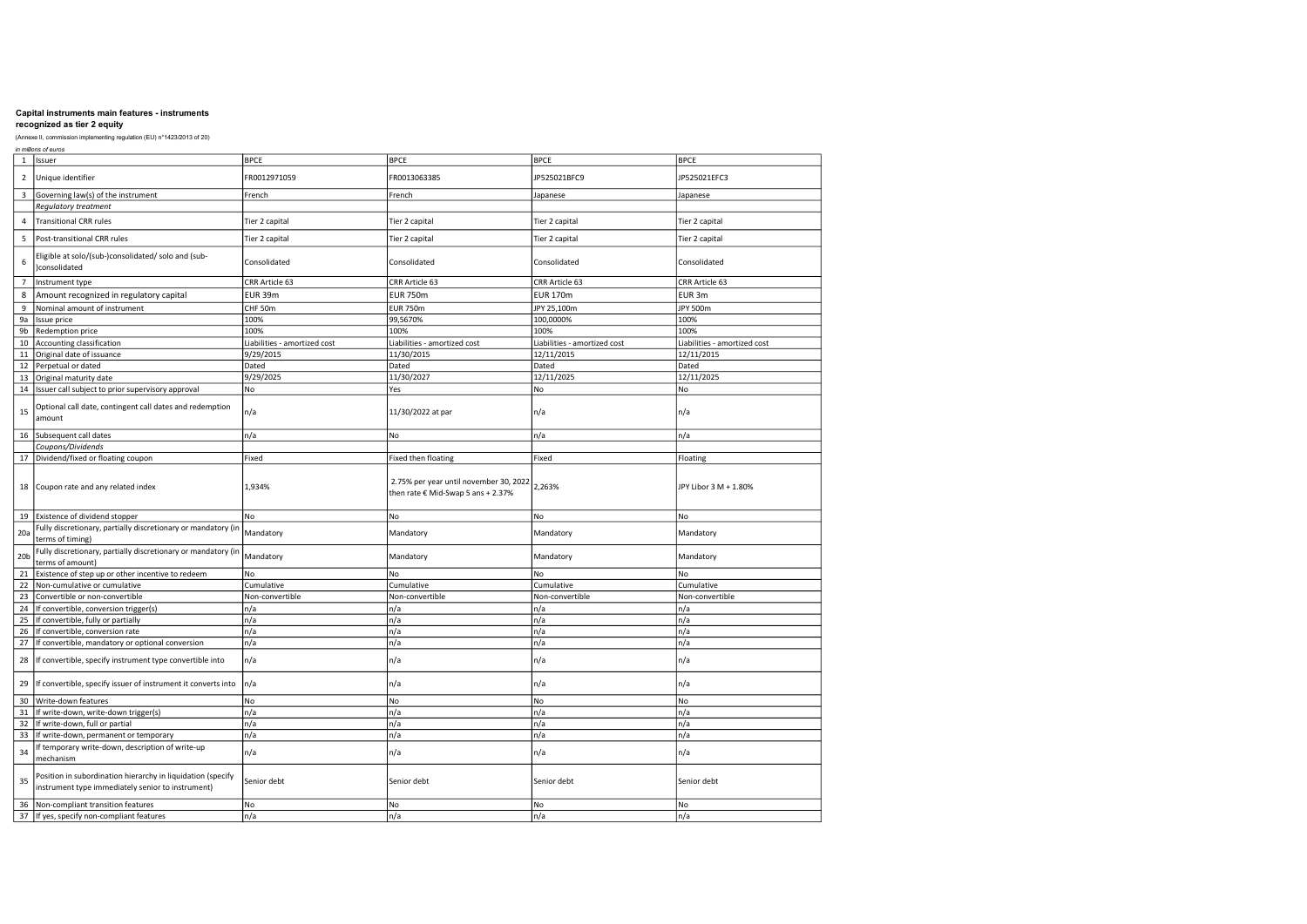**Capital instruments main features - instruments recognized as tier 2 equity**

(Annexe II, commission implementing regulation (EU) n°1423/2013 of 20)

*in millions of euros*

| | | | | | |
|---|---|---|---|---|---|
| 1 | Issuer | BPCE | BPCE | BPCE | BPCE |
| 2 | Unique identifier | FR0012971059 | FR0013063385 | JP525021BFC9 | JP525021EFC3 |
| 3 | Governing law(s) of the instrument | French | French | Japanese | Japanese |
| | *Regulatory treatment* | | | | |
| 4 | Transitional CRR rules | Tier 2 capital | Tier 2 capital | Tier 2 capital | Tier 2 capital |
| 5 | Post-transitional CRR rules | Tier 2 capital | Tier 2 capital | Tier 2 capital | Tier 2 capital |
| 6 | Eligible at solo/(sub-)consolidated/ solo and (sub-)consolidated | Consolidated | Consolidated | Consolidated | Consolidated |
| 7 | Instrument type | CRR Article 63 | CRR Article 63 | CRR Article 63 | CRR Article 63 |
| 8 | Amount recognized in regulatory capital | EUR 39m | EUR 750m | EUR 170m | EUR 3m |
| 9 | Nominal amount of instrument | CHF 50m | EUR 750m | JPY 25,100m | JPY 500m |
| 9a | Issue price | 100% | 99,5670% | 100,0000% | 100% |
| 9b | Redemption price | 100% | 100% | 100% | 100% |
| 10 | Accounting classification | Liabilities - amortized cost | Liabilities - amortized cost | Liabilities - amortized cost | Liabilities - amortized cost |
| 11 | Original date of issuance | 9/29/2015 | 11/30/2015 | 12/11/2015 | 12/11/2015 |
| 12 | Perpetual or dated | Dated | Dated | Dated | Dated |
| 13 | Original maturity date | 9/29/2025 | 11/30/2027 | 12/11/2025 | 12/11/2025 |
| 14 | Issuer call subject to prior supervisory approval | No | Yes | No | No |
| 15 | Optional call date, contingent call dates and redemption amount | n/a | 11/30/2022 at par | n/a | n/a |
| 16 | Subsequent call dates | n/a | No | n/a | n/a |
| | *Coupons/Dividends* | | | | |
| 17 | Dividend/fixed or floating coupon | Fixed | Fixed then floating | Fixed | Floating |
| 18 | Coupon rate and any related index | 1,934% | 2.75% per year until november 30, 2022 then rate € Mid-Swap 5 ans + 2.37% | 2,263% | JPY Libor 3 M + 1.80% |
| 19 | Existence of dividend stopper | No | No | No | No |
| 20a | Fully discretionary, partially discretionary or mandatory (in terms of timing) | Mandatory | Mandatory | Mandatory | Mandatory |
| 20b | Fully discretionary, partially discretionary or mandatory (in terms of amount) | Mandatory | Mandatory | Mandatory | Mandatory |
| 21 | Existence of step up or other incentive to redeem | No | No | No | No |
| 22 | Non-cumulative or cumulative | Cumulative | Cumulative | Cumulative | Cumulative |
| 23 | Convertible or non-convertible | Non-convertible | Non-convertible | Non-convertible | Non-convertible |
| 24 | If convertible, conversion trigger(s) | n/a | n/a | n/a | n/a |
| 25 | If convertible, fully or partially | n/a | n/a | n/a | n/a |
| 26 | If convertible, conversion rate | n/a | n/a | n/a | n/a |
| 27 | If convertible, mandatory or optional conversion | n/a | n/a | n/a | n/a |
| 28 | If convertible, specify instrument type convertible into | n/a | n/a | n/a | n/a |
| 29 | If convertible, specify issuer of instrument it converts into | n/a | n/a | n/a | n/a |
| 30 | Write-down features | No | No | No | No |
| 31 | If write-down, write-down trigger(s) | n/a | n/a | n/a | n/a |
| 32 | If write-down, full or partial | n/a | n/a | n/a | n/a |
| 33 | If write-down, permanent or temporary | n/a | n/a | n/a | n/a |
| 34 | If temporary write-down, description of write-up mechanism | n/a | n/a | n/a | n/a |
| 35 | Position in subordination hierarchy in liquidation (specify instrument type immediately senior to instrument) | Senior debt | Senior debt | Senior debt | Senior debt |
| 36 | Non-compliant transition features | No | No | No | No |
| 37 | If yes, specify non-compliant features | n/a | n/a | n/a | n/a |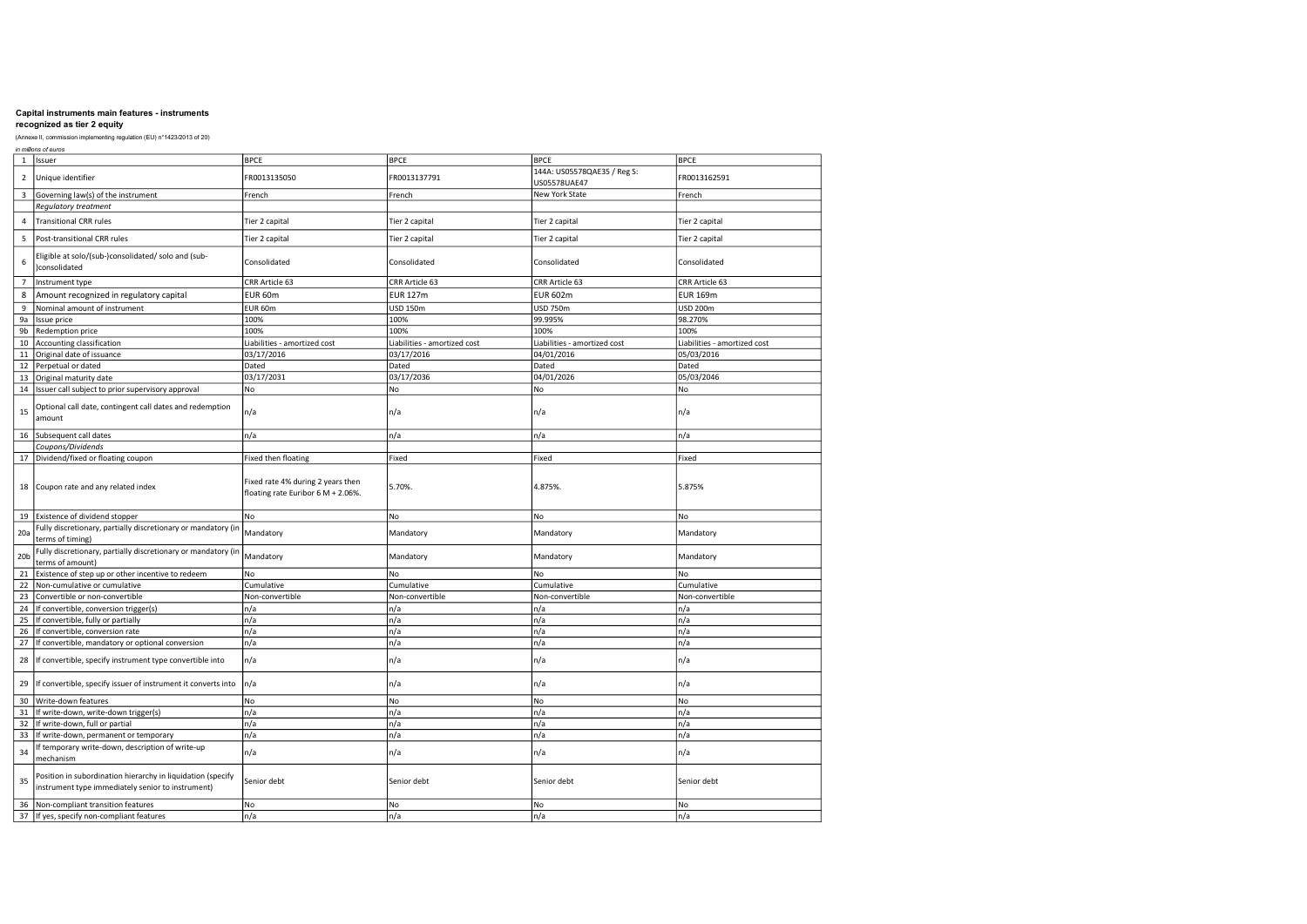**Capital instruments main features - instruments recognized as tier 2 equity**

(Annexe II, commission implementing regulation (EU) n°1423/2013 of 20)

*in millions of euros*

| | | | | | |
|---|---|---|---|---|---|
| 1 | Issuer | BPCE | BPCE | BPCE | BPCE |
| 2 | Unique identifier | FR0013135050 | FR0013137791 | 144A: US05578QAE35 / Reg S: US05578UAE47 | FR0013162591 |
| 3 | Governing law(s) of the instrument | French | French | New York State | French |
| | *Regulatory treatment* | | | | |
| 4 | Transitional CRR rules | Tier 2 capital | Tier 2 capital | Tier 2 capital | Tier 2 capital |
| 5 | Post-transitional CRR rules | Tier 2 capital | Tier 2 capital | Tier 2 capital | Tier 2 capital |
| 6 | Eligible at solo/(sub-)consolidated/ solo and (sub-)consolidated | Consolidated | Consolidated | Consolidated | Consolidated |
| 7 | Instrument type | CRR Article 63 | CRR Article 63 | CRR Article 63 | CRR Article 63 |
| 8 | Amount recognized in regulatory capital | EUR 60m | EUR 127m | EUR 602m | EUR 169m |
| 9 | Nominal amount of instrument | EUR 60m | USD 150m | USD 750m | USD 200m |
| 9a | Issue price | 100% | 100% | 99.995% | 98.270% |
| 9b | Redemption price | 100% | 100% | 100% | 100% |
| 10 | Accounting classification | Liabilities - amortized cost | Liabilities - amortized cost | Liabilities - amortized cost | Liabilities - amortized cost |
| 11 | Original date of issuance | 03/17/2016 | 03/17/2016 | 04/01/2016 | 05/03/2016 |
| 12 | Perpetual or dated | Dated | Dated | Dated | Dated |
| 13 | Original maturity date | 03/17/2031 | 03/17/2036 | 04/01/2026 | 05/03/2046 |
| 14 | Issuer call subject to prior supervisory approval | No | No | No | No |
| 15 | Optional call date, contingent call dates and redemption amount | n/a | n/a | n/a | n/a |
| 16 | Subsequent call dates | n/a | n/a | n/a | n/a |
| | *Coupons/Dividends* | | | | |
| 17 | Dividend/fixed or floating coupon | Fixed then floating | Fixed | Fixed | Fixed |
| 18 | Coupon rate and any related index | Fixed rate 4% during 2 years then floating rate Euribor 6 M + 2.06%. | 5.70%. | 4.875%. | 5.875% |
| 19 | Existence of dividend stopper | No | No | No | No |
| 20a | Fully discretionary, partially discretionary or mandatory (in terms of timing) | Mandatory | Mandatory | Mandatory | Mandatory |
| 20b | Fully discretionary, partially discretionary or mandatory (in terms of amount) | Mandatory | Mandatory | Mandatory | Mandatory |
| 21 | Existence of step up or other incentive to redeem | No | No | No | No |
| 22 | Non-cumulative or cumulative | Cumulative | Cumulative | Cumulative | Cumulative |
| 23 | Convertible or non-convertible | Non-convertible | Non-convertible | Non-convertible | Non-convertible |
| 24 | If convertible, conversion trigger(s) | n/a | n/a | n/a | n/a |
| 25 | If convertible, fully or partially | n/a | n/a | n/a | n/a |
| 26 | If convertible, conversion rate | n/a | n/a | n/a | n/a |
| 27 | If convertible, mandatory or optional conversion | n/a | n/a | n/a | n/a |
| 28 | If convertible, specify instrument type convertible into | n/a | n/a | n/a | n/a |
| 29 | If convertible, specify issuer of instrument it converts into | n/a | n/a | n/a | n/a |
| 30 | Write-down features | No | No | No | No |
| 31 | If write-down, write-down trigger(s) | n/a | n/a | n/a | n/a |
| 32 | If write-down, full or partial | n/a | n/a | n/a | n/a |
| 33 | If write-down, permanent or temporary | n/a | n/a | n/a | n/a |
| 34 | If temporary write-down, description of write-up mechanism | n/a | n/a | n/a | n/a |
| 35 | Position in subordination hierarchy in liquidation (specify instrument type immediately senior to instrument) | Senior debt | Senior debt | Senior debt | Senior debt |
| 36 | Non-compliant transition features | No | No | No | No |
| 37 | If yes, specify non-compliant features | n/a | n/a | n/a | n/a |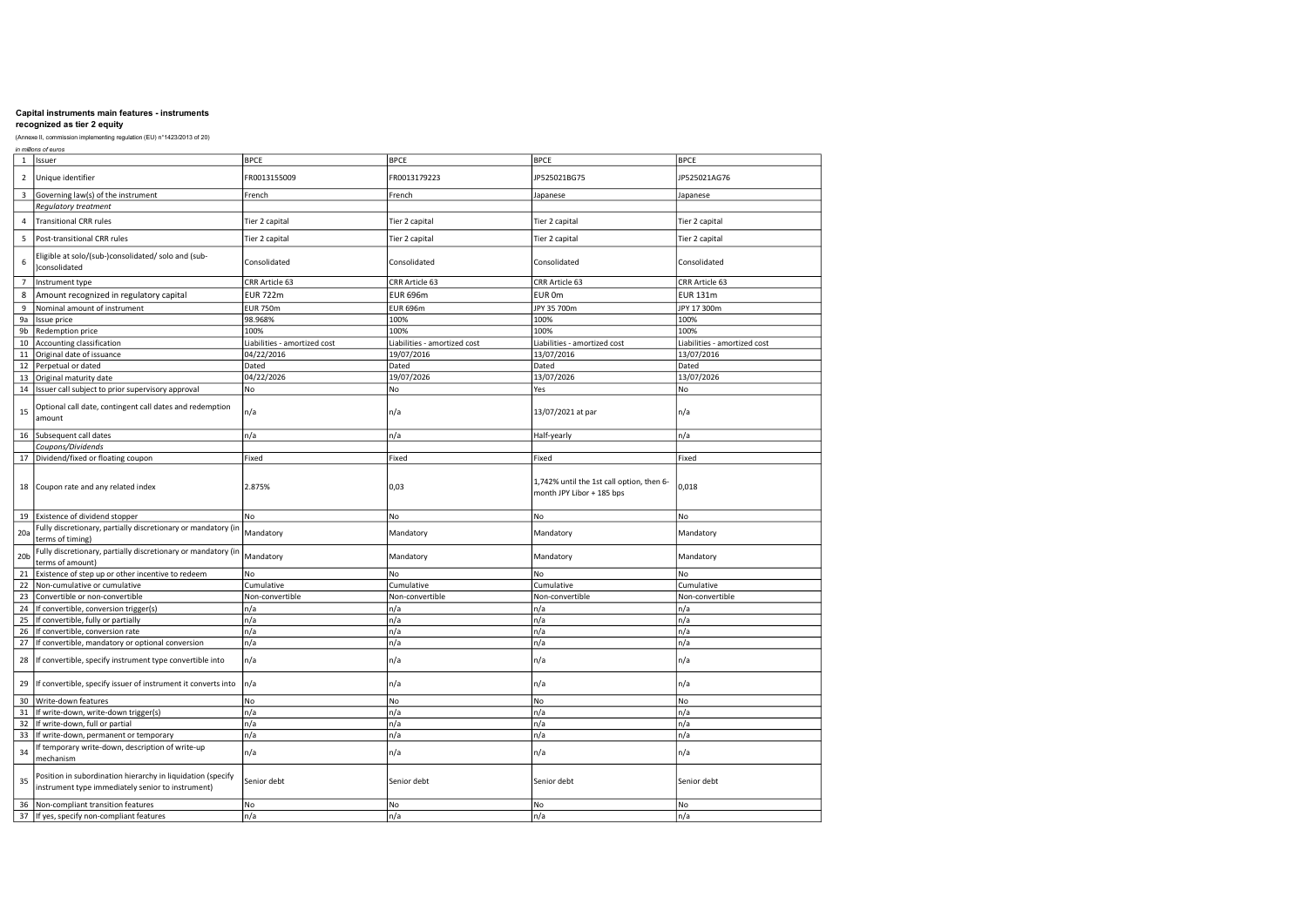**Capital instruments main features - instruments recognized as tier 2 equity**

(Annexe II, commission implementing regulation (EU) n°1423/2013 of 20)

*in millions of euros*

| | | | | | |
|---|---|---|---|---|---|
| 1 | Issuer | BPCE | BPCE | BPCE | BPCE |
| 2 | Unique identifier | FR0013155009 | FR0013179223 | JP525021BG75 | JP525021AG76 |
| 3 | Governing law(s) of the instrument | French | French | Japanese | Japanese |
| | *Regulatory treatment* | | | | |
| 4 | Transitional CRR rules | Tier 2 capital | Tier 2 capital | Tier 2 capital | Tier 2 capital |
| 5 | Post-transitional CRR rules | Tier 2 capital | Tier 2 capital | Tier 2 capital | Tier 2 capital |
| 6 | Eligible at solo/(sub-)consolidated/ solo and (sub-)consolidated | Consolidated | Consolidated | Consolidated | Consolidated |
| 7 | Instrument type | CRR Article 63 | CRR Article 63 | CRR Article 63 | CRR Article 63 |
| 8 | Amount recognized in regulatory capital | EUR 722m | EUR 696m | EUR 0m | EUR 131m |
| 9 | Nominal amount of instrument | EUR 750m | EUR 696m | JPY 35 700m | JPY 17 300m |
| 9a | Issue price | 98.968% | 100% | 100% | 100% |
| 9b | Redemption price | 100% | 100% | 100% | 100% |
| 10 | Accounting classification | Liabilities - amortized cost | Liabilities - amortized cost | Liabilities - amortized cost | Liabilities - amortized cost |
| 11 | Original date of issuance | 04/22/2016 | 19/07/2016 | 13/07/2016 | 13/07/2016 |
| 12 | Perpetual or dated | Dated | Dated | Dated | Dated |
| 13 | Original maturity date | 04/22/2026 | 19/07/2026 | 13/07/2026 | 13/07/2026 |
| 14 | Issuer call subject to prior supervisory approval | No | No | Yes | No |
| 15 | Optional call date, contingent call dates and redemption amount | n/a | n/a | 13/07/2021 at par | n/a |
| 16 | Subsequent call dates | n/a | n/a | Half-yearly | n/a |
| | *Coupons/Dividends* | | | | |
| 17 | Dividend/fixed or floating coupon | Fixed | Fixed | Fixed | Fixed |
| 18 | Coupon rate and any related index | 2.875% | 0,03 | 1,742% until the 1st call option, then 6-month JPY Libor + 185 bps | 0,018 |
| 19 | Existence of dividend stopper | No | No | No | No |
| 20a | Fully discretionary, partially discretionary or mandatory (in terms of timing) | Mandatory | Mandatory | Mandatory | Mandatory |
| 20b | Fully discretionary, partially discretionary or mandatory (in terms of amount) | Mandatory | Mandatory | Mandatory | Mandatory |
| 21 | Existence of step up or other incentive to redeem | No | No | No | No |
| 22 | Non-cumulative or cumulative | Cumulative | Cumulative | Cumulative | Cumulative |
| 23 | Convertible or non-convertible | Non-convertible | Non-convertible | Non-convertible | Non-convertible |
| 24 | If convertible, conversion trigger(s) | n/a | n/a | n/a | n/a |
| 25 | If convertible, fully or partially | n/a | n/a | n/a | n/a |
| 26 | If convertible, conversion rate | n/a | n/a | n/a | n/a |
| 27 | If convertible, mandatory or optional conversion | n/a | n/a | n/a | n/a |
| 28 | If convertible, specify instrument type convertible into | n/a | n/a | n/a | n/a |
| 29 | If convertible, specify issuer of instrument it converts into | n/a | n/a | n/a | n/a |
| 30 | Write-down features | No | No | No | No |
| 31 | If write-down, write-down trigger(s) | n/a | n/a | n/a | n/a |
| 32 | If write-down, full or partial | n/a | n/a | n/a | n/a |
| 33 | If write-down, permanent or temporary | n/a | n/a | n/a | n/a |
| 34 | If temporary write-down, description of write-up mechanism | n/a | n/a | n/a | n/a |
| 35 | Position in subordination hierarchy in liquidation (specify instrument type immediately senior to instrument) | Senior debt | Senior debt | Senior debt | Senior debt |
| 36 | Non-compliant transition features | No | No | No | No |
| 37 | If yes, specify non-compliant features | n/a | n/a | n/a | n/a |